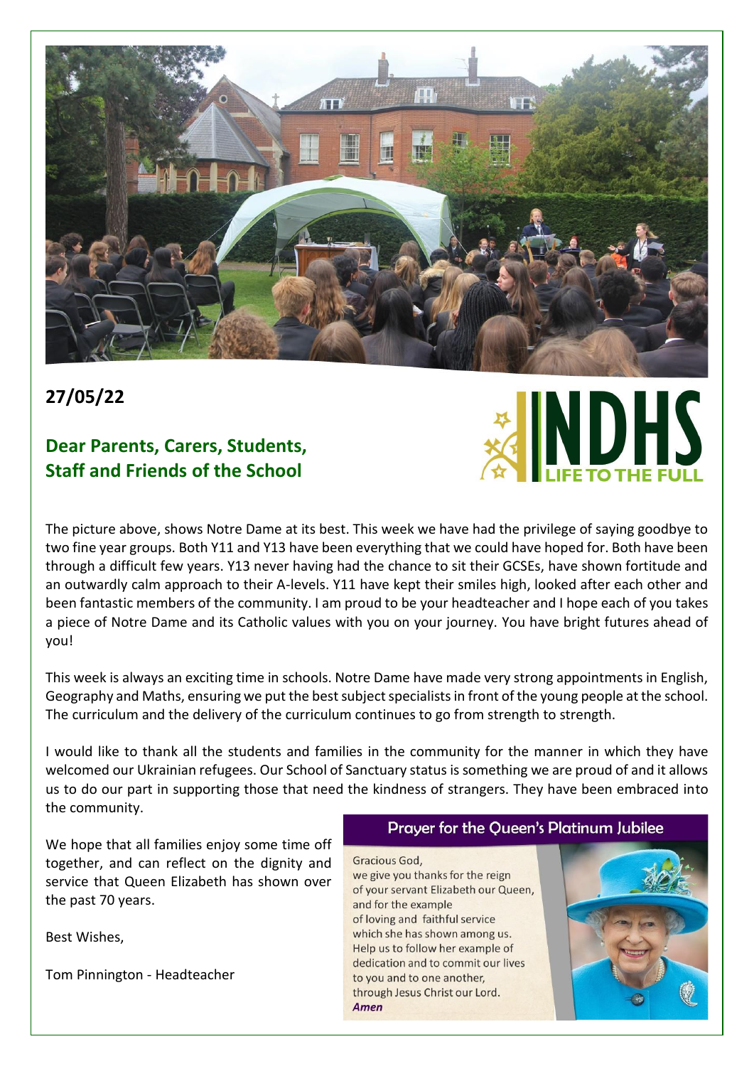**27/05/22**

## Dear Parents, Carers, Students, Staff and Friends of the School

NDHS LIFE TO THE FULL

The picture above, shows Notre Dame at its best. This week we have had the privilege of saying goodbye to two fine year groups. Both Y11 and Y13 have been everything that we could have hoped for. Both have been through a difficult few years. Y13 never having had the chance to sit their GCSEs, have shown fortitude and an outwardly calm approach to their A-levels. Y11 have kept their smiles high, looked after each other and been fantastic members of the community. I am proud to be your headteacher and I hope each of you takes a piece of Notre Dame and its Catholic values with you on your journey. You have bright futures ahead of you!

This week is always an exciting time in schools. Notre Dame have made very strong appointments in English, Geography and Maths, ensuring we put the best subject specialists in front of the young people at the school. The curriculum and the delivery of the curriculum continues to go from strength to strength.

I would like to thank all the students and families in the community for the manner in which they have welcomed our Ukrainian refugees. Our School of Sanctuary status is something we are proud of and it allows us to do our part in supporting those that need the kindness of strangers. They have been embraced into the community.

We hope that all families enjoy some time off together, and can reflect on the dignity and service that Queen Elizabeth has shown over the past 70 years.

Best Wishes,

Tom Pinnington - Headteacher

### Prayer for the Queen's Platinum Jubilee

Gracious God,
we give you thanks for the reign
of your servant Elizabeth our Queen,
and for the example
of loving and faithful service
which she has shown among us.
Help us to follow her example of
dedication and to commit our lives
to you and to one another,
through Jesus Christ our Lord.
***Amen***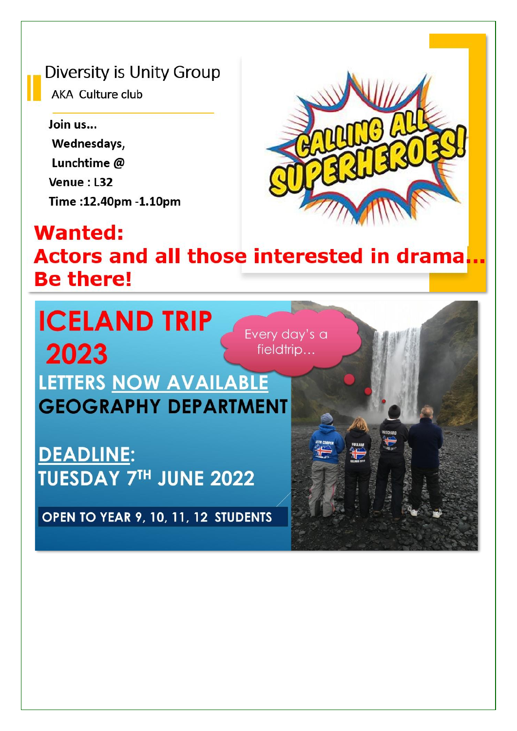## Diversity is Unity Group

AKA Culture club

**Join us...**
**Wednesdays,**
**Lunchtime @**
**Venue :** L32
**Time :12.40pm -1.10pm**

CALLING ALL SUPERHEROES!

**Wanted:**
**Actors and all those interested in drama... Be there!**

# ICELAND TRIP 2023

Every day's a fieldtrip...

**LETTERS NOW AVAILABLE**
**GEOGRAPHY DEPARTMENT**

**DEADLINE:**
**TUESDAY 7TH JUNE 2022**

**OPEN TO YEAR 9, 10, 11, 12 STUDENTS**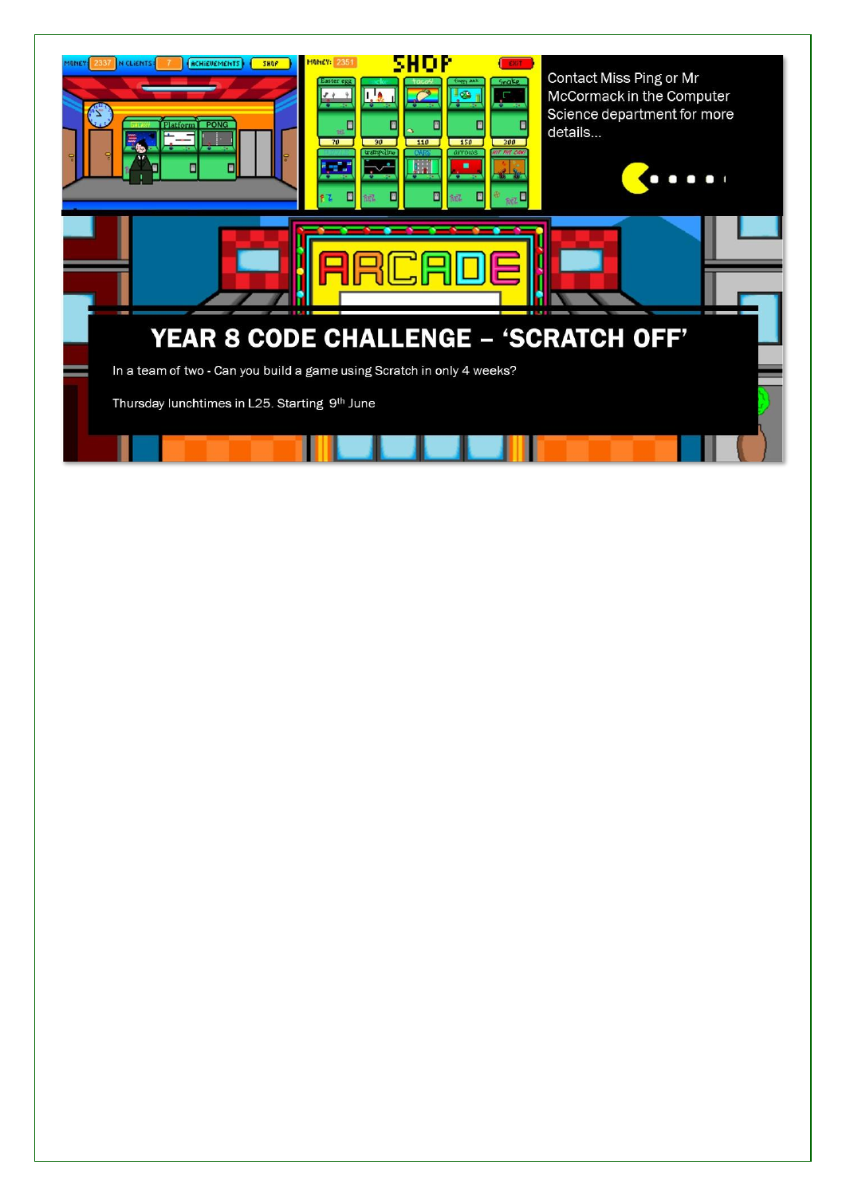Contact Miss Ping or Mr McCormack in the Computer Science department for more details...

# YEAR 8 CODE CHALLENGE – 'SCRATCH OFF'

In a team of two - Can you build a game using Scratch in only 4 weeks?

Thursday lunchtimes in L25. Starting 9th June